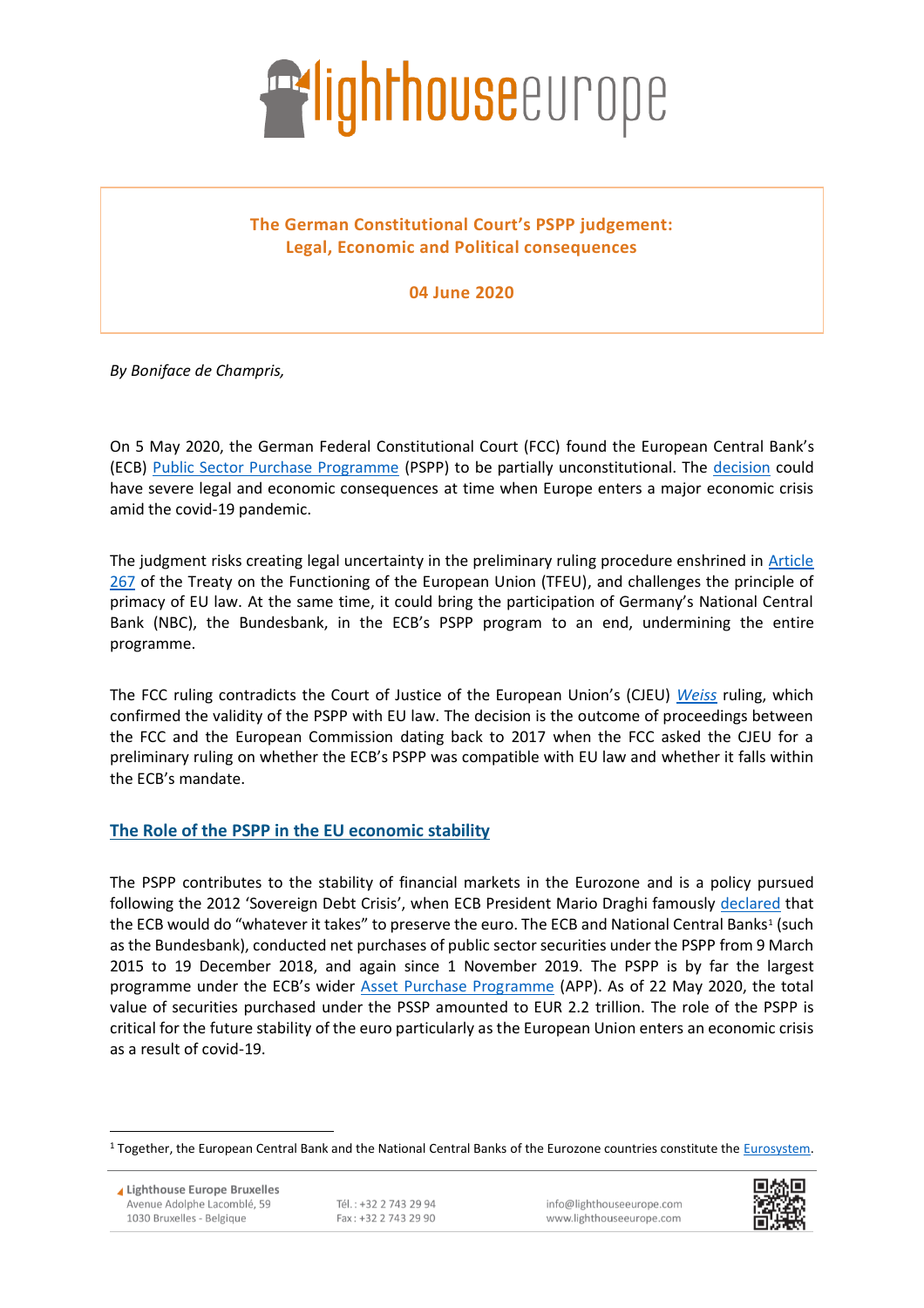**The German Constitutional Court's PSPP judgement: Legal, Economic and Political consequences**

**04 June 2020**

*By Boniface de Champris,*

On 5 May 2020, the German Federal Constitutional Court (FCC) found the European Central Bank's (ECB) Public Sector Purchase Programme (PSPP) to be partially unconstitutional. The decision could have severe legal and economic consequences at time when Europe enters a major economic crisis amid the covid-19 pandemic.

The judgment risks creating legal uncertainty in the preliminary ruling procedure enshrined in Article 267 of the Treaty on the Functioning of the European Union (TFEU), and challenges the principle of primacy of EU law. At the same time, it could bring the participation of Germany's National Central Bank (NBC), the Bundesbank, in the ECB's PSPP program to an end, undermining the entire programme.

The FCC ruling contradicts the Court of Justice of the European Union's (CJEU) *Weiss* ruling, which confirmed the validity of the PSPP with EU law. The decision is the outcome of proceedings between the FCC and the European Commission dating back to 2017 when the FCC asked the CJEU for a preliminary ruling on whether the ECB's PSPP was compatible with EU law and whether it falls within the ECB's mandate.

## The Role of the PSPP in the EU economic stability

The PSPP contributes to the stability of financial markets in the Eurozone and is a policy pursued following the 2012 'Sovereign Debt Crisis', when ECB President Mario Draghi famously declared that the ECB would do "whatever it takes" to preserve the euro. The ECB and National Central Banks[1] (such as the Bundesbank), conducted net purchases of public sector securities under the PSPP from 9 March 2015 to 19 December 2018, and again since 1 November 2019. The PSPP is by far the largest programme under the ECB's wider Asset Purchase Programme (APP). As of 22 May 2020, the total value of securities purchased under the PSSP amounted to EUR 2.2 trillion. The role of the PSPP is critical for the future stability of the euro particularly as the European Union enters an economic crisis as a result of covid-19.

[1] Together, the European Central Bank and the National Central Banks of the Eurozone countries constitute the Eurosystem.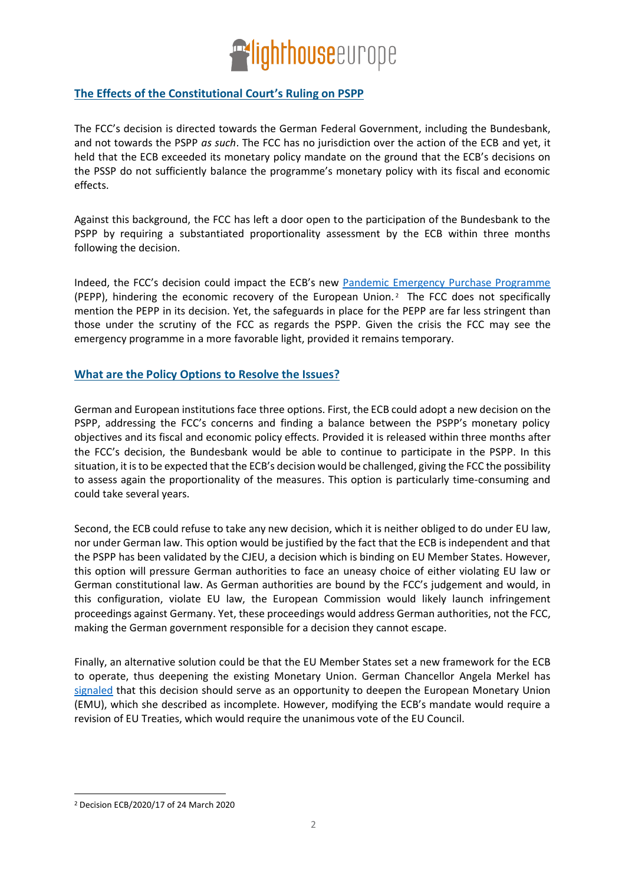## The Effects of the Constitutional Court's Ruling on PSPP

The FCC's decision is directed towards the German Federal Government, including the Bundesbank, and not towards the PSPP *as such*. The FCC has no jurisdiction over the action of the ECB and yet, it held that the ECB exceeded its monetary policy mandate on the ground that the ECB's decisions on the PSSP do not sufficiently balance the programme's monetary policy with its fiscal and economic effects.

Against this background, the FCC has left a door open to the participation of the Bundesbank to the PSPP by requiring a substantiated proportionality assessment by the ECB within three months following the decision.

Indeed, the FCC's decision could impact the ECB's new Pandemic Emergency Purchase Programme (PEPP), hindering the economic recovery of the European Union.[2] The FCC does not specifically mention the PEPP in its decision. Yet, the safeguards in place for the PEPP are far less stringent than those under the scrutiny of the FCC as regards the PSPP. Given the crisis the FCC may see the emergency programme in a more favorable light, provided it remains temporary.

## What are the Policy Options to Resolve the Issues?

German and European institutions face three options. First, the ECB could adopt a new decision on the PSPP, addressing the FCC's concerns and finding a balance between the PSPP's monetary policy objectives and its fiscal and economic policy effects. Provided it is released within three months after the FCC's decision, the Bundesbank would be able to continue to participate in the PSPP. In this situation, it is to be expected that the ECB's decision would be challenged, giving the FCC the possibility to assess again the proportionality of the measures. This option is particularly time-consuming and could take several years.

Second, the ECB could refuse to take any new decision, which it is neither obliged to do under EU law, nor under German law. This option would be justified by the fact that the ECB is independent and that the PSPP has been validated by the CJEU, a decision which is binding on EU Member States. However, this option will pressure German authorities to face an uneasy choice of either violating EU law or German constitutional law. As German authorities are bound by the FCC's judgement and would, in this configuration, violate EU law, the European Commission would likely launch infringement proceedings against Germany. Yet, these proceedings would address German authorities, not the FCC, making the German government responsible for a decision they cannot escape.

Finally, an alternative solution could be that the EU Member States set a new framework for the ECB to operate, thus deepening the existing Monetary Union. German Chancellor Angela Merkel has signaled that this decision should serve as an opportunity to deepen the European Monetary Union (EMU), which she described as incomplete. However, modifying the ECB's mandate would require a revision of EU Treaties, which would require the unanimous vote of the EU Council.

[2] Decision ECB/2020/17 of 24 March 2020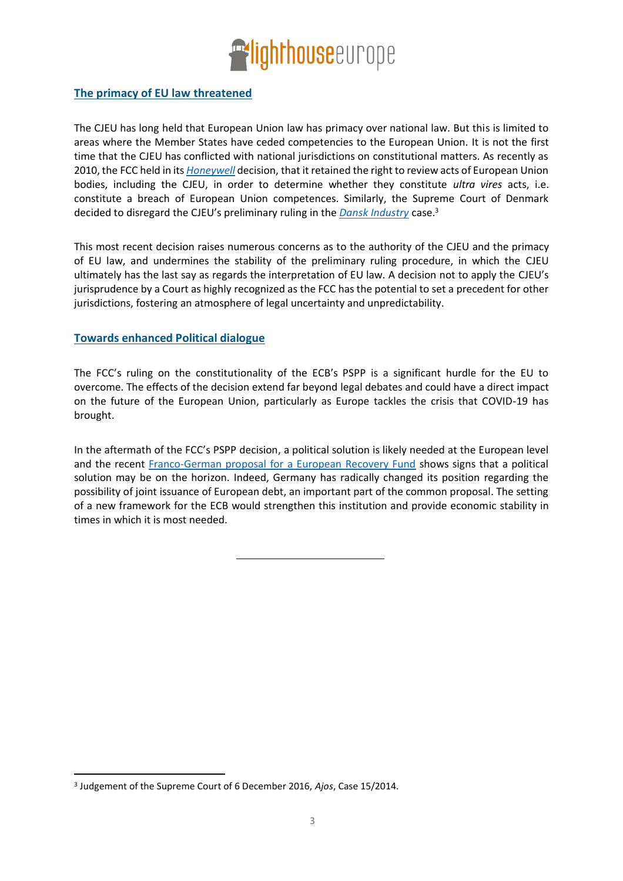## The primacy of EU law threatened

The CJEU has long held that European Union law has primacy over national law. But this is limited to areas where the Member States have ceded competencies to the European Union. It is not the first time that the CJEU has conflicted with national jurisdictions on constitutional matters. As recently as 2010, the FCC held in its *Honeywell* decision, that it retained the right to review acts of European Union bodies, including the CJEU, in order to determine whether they constitute *ultra vires* acts, i.e. constitute a breach of European Union competences. Similarly, the Supreme Court of Denmark decided to disregard the CJEU's preliminary ruling in the *Dansk Industry* case.[3]

This most recent decision raises numerous concerns as to the authority of the CJEU and the primacy of EU law, and undermines the stability of the preliminary ruling procedure, in which the CJEU ultimately has the last say as regards the interpretation of EU law. A decision not to apply the CJEU's jurisprudence by a Court as highly recognized as the FCC has the potential to set a precedent for other jurisdictions, fostering an atmosphere of legal uncertainty and unpredictability.

## Towards enhanced Political dialogue

The FCC's ruling on the constitutionality of the ECB's PSPP is a significant hurdle for the EU to overcome. The effects of the decision extend far beyond legal debates and could have a direct impact on the future of the European Union, particularly as Europe tackles the crisis that COVID-19 has brought.

In the aftermath of the FCC's PSPP decision, a political solution is likely needed at the European level and the recent Franco-German proposal for a European Recovery Fund shows signs that a political solution may be on the horizon. Indeed, Germany has radically changed its position regarding the possibility of joint issuance of European debt, an important part of the common proposal. The setting of a new framework for the ECB would strengthen this institution and provide economic stability in times in which it is most needed.

---

[3] Judgement of the Supreme Court of 6 December 2016, *Ajos*, Case 15/2014.